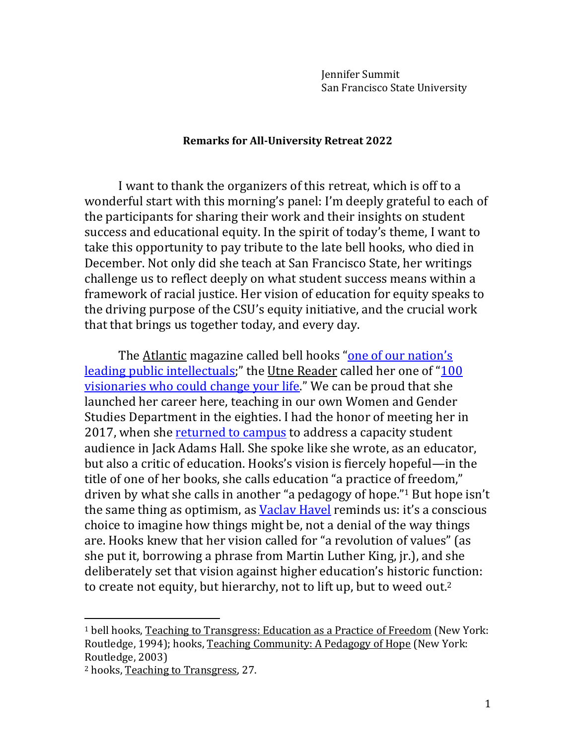Jennifer Summit
San Francisco State University

**Remarks for All-University Retreat 2022**

I want to thank the organizers of this retreat, which is off to a wonderful start with this morning's panel: I'm deeply grateful to each of the participants for sharing their work and their insights on student success and educational equity. In the spirit of today's theme, I want to take this opportunity to pay tribute to the late bell hooks, who died in December. Not only did she teach at San Francisco State, her writings challenge us to reflect deeply on what student success means within a framework of racial justice. Her vision of education for equity speaks to the driving purpose of the CSU's equity initiative, and the crucial work that that brings us together today, and every day.

The Atlantic magazine called bell hooks "one of our nation's leading public intellectuals;" the Utne Reader called her one of "100 visionaries who could change your life." We can be proud that she launched her career here, teaching in our own Women and Gender Studies Department in the eighties. I had the honor of meeting her in 2017, when she returned to campus to address a capacity student audience in Jack Adams Hall. She spoke like she wrote, as an educator, but also a critic of education. Hooks's vision is fiercely hopeful—in the title of one of her books, she calls education "a practice of freedom," driven by what she calls in another "a pedagogy of hope."[1] But hope isn't the same thing as optimism, as Vaclav Havel reminds us: it's a conscious choice to imagine how things might be, not a denial of the way things are. Hooks knew that her vision called for "a revolution of values" (as she put it, borrowing a phrase from Martin Luther King, jr.), and she deliberately set that vision against higher education's historic function: to create not equity, but hierarchy, not to lift up, but to weed out.[2]

---

[1] bell hooks, Teaching to Transgress: Education as a Practice of Freedom (New York: Routledge, 1994); hooks, Teaching Community: A Pedagogy of Hope (New York: Routledge, 2003)

[2] hooks, Teaching to Transgress, 27.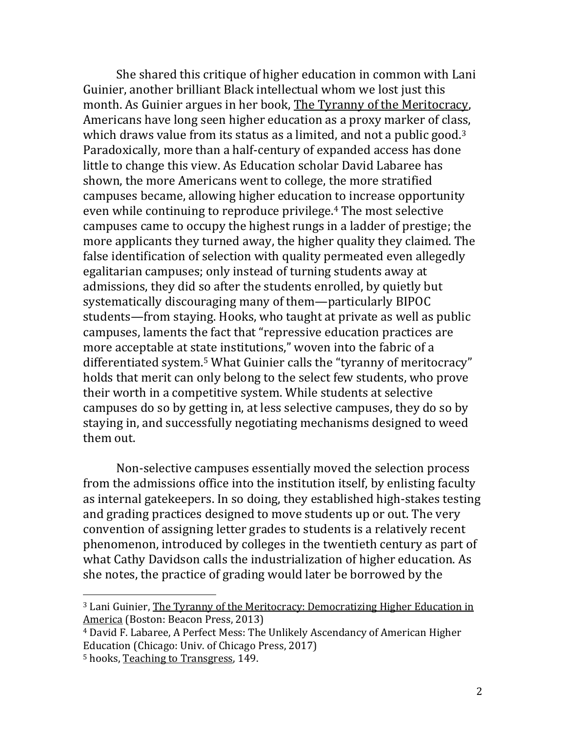She shared this critique of higher education in common with Lani Guinier, another brilliant Black intellectual whom we lost just this month. As Guinier argues in her book, The Tyranny of the Meritocracy, Americans have long seen higher education as a proxy marker of class, which draws value from its status as a limited, and not a public good.[3] Paradoxically, more than a half-century of expanded access has done little to change this view. As Education scholar David Labaree has shown, the more Americans went to college, the more stratified campuses became, allowing higher education to increase opportunity even while continuing to reproduce privilege.[4] The most selective campuses came to occupy the highest rungs in a ladder of prestige; the more applicants they turned away, the higher quality they claimed. The false identification of selection with quality permeated even allegedly egalitarian campuses; only instead of turning students away at admissions, they did so after the students enrolled, by quietly but systematically discouraging many of them—particularly BIPOC students—from staying. Hooks, who taught at private as well as public campuses, laments the fact that "repressive education practices are more acceptable at state institutions," woven into the fabric of a differentiated system.[5] What Guinier calls the "tyranny of meritocracy" holds that merit can only belong to the select few students, who prove their worth in a competitive system. While students at selective campuses do so by getting in, at less selective campuses, they do so by staying in, and successfully negotiating mechanisms designed to weed them out.

Non-selective campuses essentially moved the selection process from the admissions office into the institution itself, by enlisting faculty as internal gatekeepers. In so doing, they established high-stakes testing and grading practices designed to move students up or out. The very convention of assigning letter grades to students is a relatively recent phenomenon, introduced by colleges in the twentieth century as part of what Cathy Davidson calls the industrialization of higher education. As she notes, the practice of grading would later be borrowed by the

---

[3] Lani Guinier, The Tyranny of the Meritocracy: Democratizing Higher Education in America (Boston: Beacon Press, 2013)

[4] David F. Labaree, A Perfect Mess: The Unlikely Ascendancy of American Higher Education (Chicago: Univ. of Chicago Press, 2017)

[5] hooks, Teaching to Transgress, 149.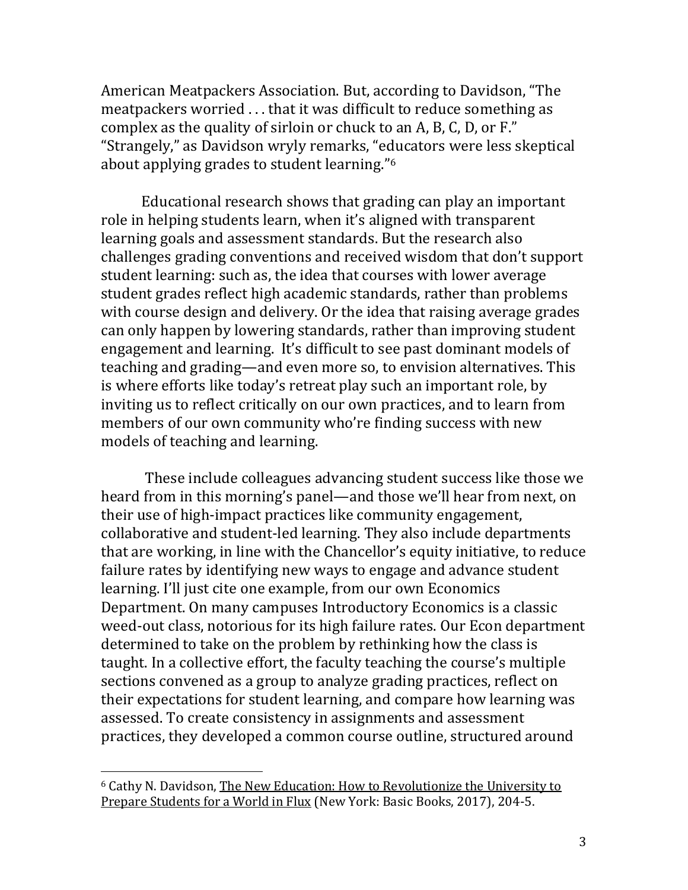American Meatpackers Association. But, according to Davidson, "The meatpackers worried . . . that it was difficult to reduce something as complex as the quality of sirloin or chuck to an A, B, C, D, or F." "Strangely," as Davidson wryly remarks, "educators were less skeptical about applying grades to student learning."[6]

Educational research shows that grading can play an important role in helping students learn, when it's aligned with transparent learning goals and assessment standards. But the research also challenges grading conventions and received wisdom that don't support student learning: such as, the idea that courses with lower average student grades reflect high academic standards, rather than problems with course design and delivery. Or the idea that raising average grades can only happen by lowering standards, rather than improving student engagement and learning. It's difficult to see past dominant models of teaching and grading—and even more so, to envision alternatives. This is where efforts like today's retreat play such an important role, by inviting us to reflect critically on our own practices, and to learn from members of our own community who're finding success with new models of teaching and learning.

These include colleagues advancing student success like those we heard from in this morning's panel—and those we'll hear from next, on their use of high-impact practices like community engagement, collaborative and student-led learning. They also include departments that are working, in line with the Chancellor's equity initiative, to reduce failure rates by identifying new ways to engage and advance student learning. I'll just cite one example, from our own Economics Department. On many campuses Introductory Economics is a classic weed-out class, notorious for its high failure rates. Our Econ department determined to take on the problem by rethinking how the class is taught. In a collective effort, the faculty teaching the course's multiple sections convened as a group to analyze grading practices, reflect on their expectations for student learning, and compare how learning was assessed. To create consistency in assignments and assessment practices, they developed a common course outline, structured around

---

[6] Cathy N. Davidson, The New Education: How to Revolutionize the University to Prepare Students for a World in Flux (New York: Basic Books, 2017), 204-5.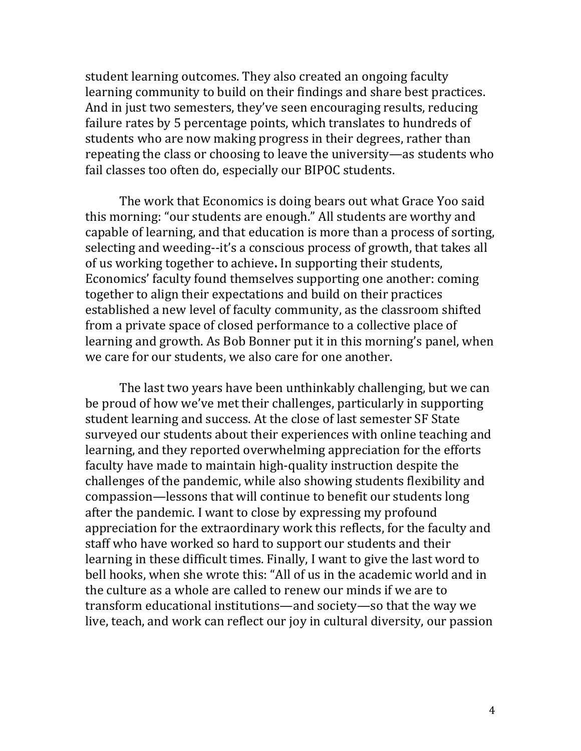student learning outcomes. They also created an ongoing faculty learning community to build on their findings and share best practices. And in just two semesters, they've seen encouraging results, reducing failure rates by 5 percentage points, which translates to hundreds of students who are now making progress in their degrees, rather than repeating the class or choosing to leave the university—as students who fail classes too often do, especially our BIPOC students.

The work that Economics is doing bears out what Grace Yoo said this morning: "our students are enough." All students are worthy and capable of learning, and that education is more than a process of sorting, selecting and weeding--it's a conscious process of growth, that takes all of us working together to achieve**.** In supporting their students, Economics' faculty found themselves supporting one another: coming together to align their expectations and build on their practices established a new level of faculty community, as the classroom shifted from a private space of closed performance to a collective place of learning and growth. As Bob Bonner put it in this morning's panel, when we care for our students, we also care for one another.

The last two years have been unthinkably challenging, but we can be proud of how we've met their challenges, particularly in supporting student learning and success. At the close of last semester SF State surveyed our students about their experiences with online teaching and learning, and they reported overwhelming appreciation for the efforts faculty have made to maintain high-quality instruction despite the challenges of the pandemic, while also showing students flexibility and compassion—lessons that will continue to benefit our students long after the pandemic. I want to close by expressing my profound appreciation for the extraordinary work this reflects, for the faculty and staff who have worked so hard to support our students and their learning in these difficult times. Finally, I want to give the last word to bell hooks, when she wrote this: "All of us in the academic world and in the culture as a whole are called to renew our minds if we are to transform educational institutions—and society—so that the way we live, teach, and work can reflect our joy in cultural diversity, our passion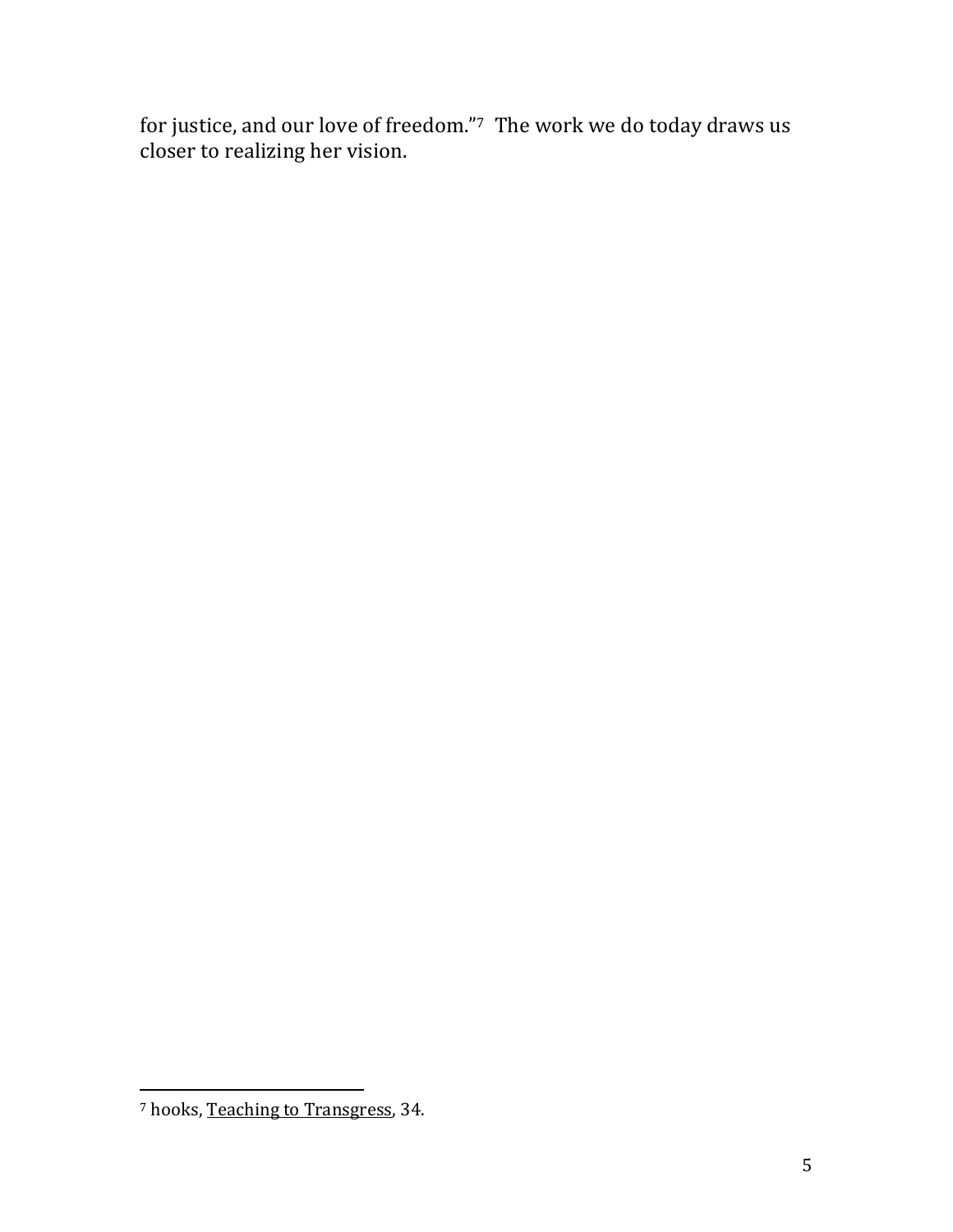for justice, and our love of freedom."[7] The work we do today draws us closer to realizing her vision.

[7] hooks, Teaching to Transgress, 34.